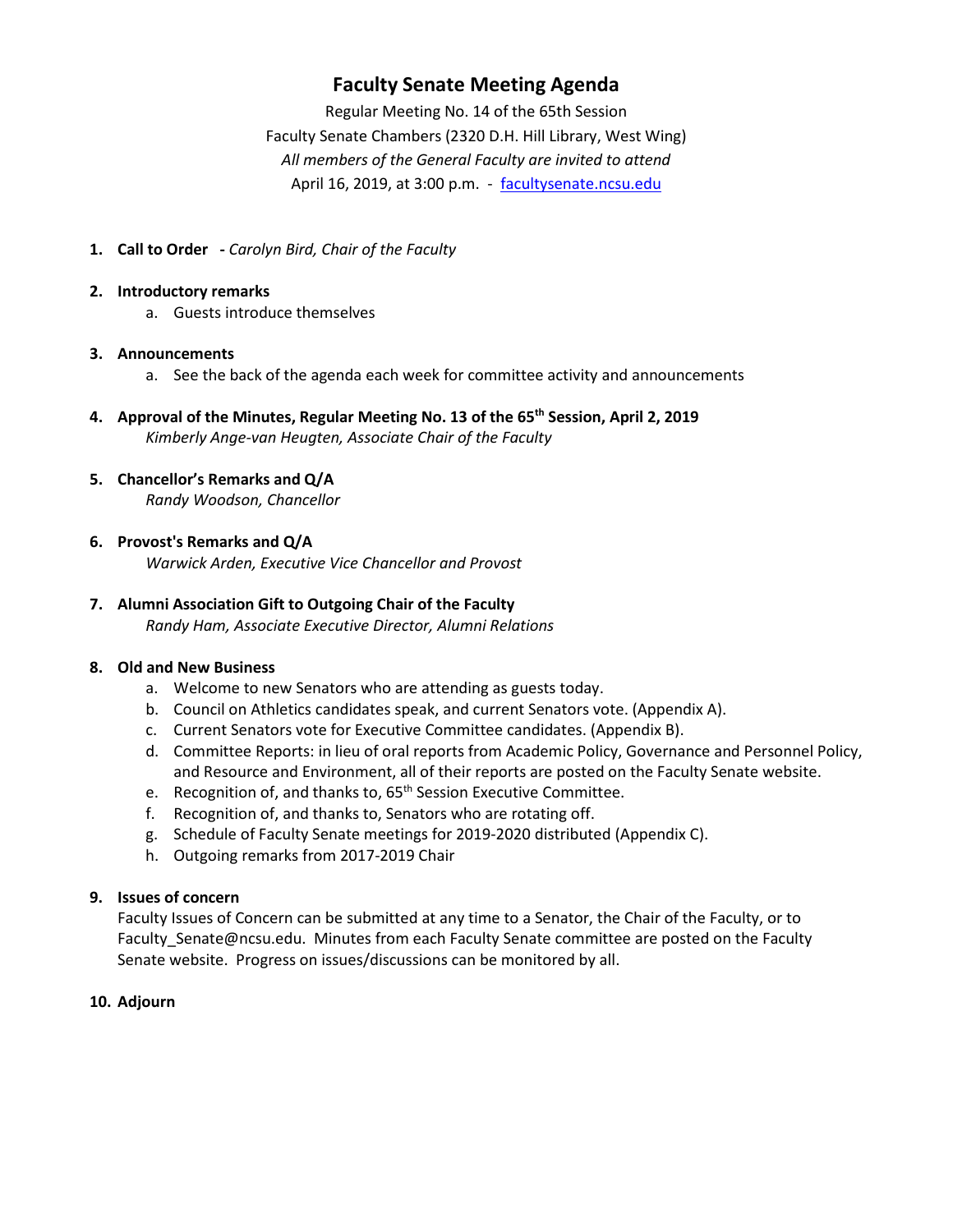# Faculty Senate Meeting Agenda

Regular Meeting No. 14 of the 65th Session
Faculty Senate Chambers (2320 D.H. Hill Library, West Wing)
*All members of the General Faculty are invited to attend*
April 16, 2019, at 3:00 p.m. - facultysenate.ncsu.edu

1. **Call to Order** **-** *Carolyn Bird, Chair of the Faculty*

2. **Introductory remarks**
   a. Guests introduce themselves

3. **Announcements**
   a. See the back of the agenda each week for committee activity and announcements

4. **Approval of the Minutes, Regular Meeting No. 13 of the 65th Session, April 2, 2019**
   *Kimberly Ange-van Heugten, Associate Chair of the Faculty*

5. **Chancellor's Remarks and Q/A**
   *Randy Woodson, Chancellor*

6. **Provost's Remarks and Q/A**
   *Warwick Arden, Executive Vice Chancellor and Provost*

7. **Alumni Association Gift to Outgoing Chair of the Faculty**
   *Randy Ham, Associate Executive Director, Alumni Relations*

8. **Old and New Business**
   a. Welcome to new Senators who are attending as guests today.
   b. Council on Athletics candidates speak, and current Senators vote. (Appendix A).
   c. Current Senators vote for Executive Committee candidates. (Appendix B).
   d. Committee Reports: in lieu of oral reports from Academic Policy, Governance and Personnel Policy, and Resource and Environment, all of their reports are posted on the Faculty Senate website.
   e. Recognition of, and thanks to, 65th Session Executive Committee.
   f. Recognition of, and thanks to, Senators who are rotating off.
   g. Schedule of Faculty Senate meetings for 2019-2020 distributed (Appendix C).
   h. Outgoing remarks from 2017-2019 Chair

9. **Issues of concern**
   Faculty Issues of Concern can be submitted at any time to a Senator, the Chair of the Faculty, or to Faculty_Senate@ncsu.edu. Minutes from each Faculty Senate committee are posted on the Faculty Senate website. Progress on issues/discussions can be monitored by all.

10. **Adjourn**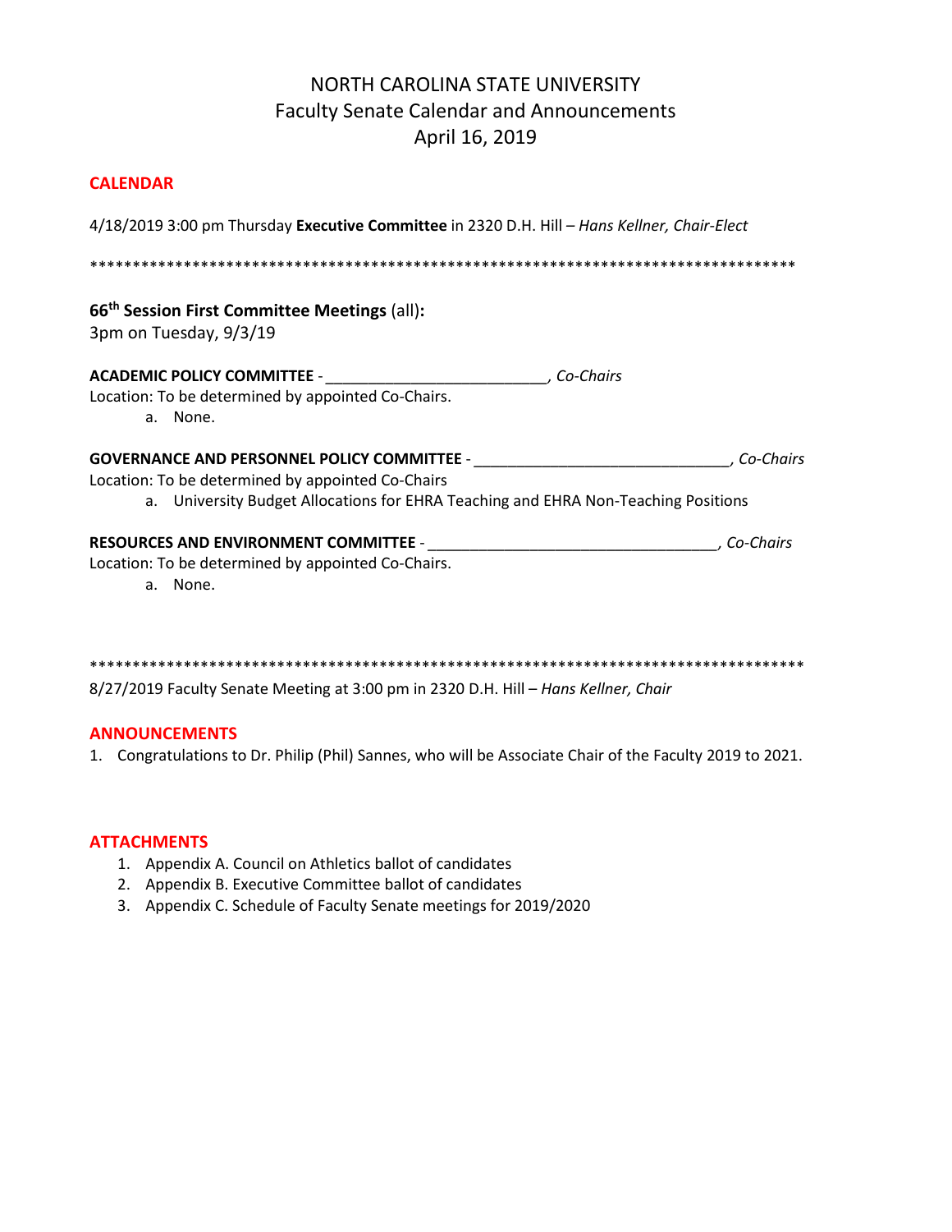# NORTH CAROLINA STATE UNIVERSITY
## Faculty Senate Calendar and Announcements
## April 16, 2019

### CALENDAR

4/18/2019 3:00 pm Thursday **Executive Committee** in 2320 D.H. Hill – *Hans Kellner, Chair-Elect*

************************************************************************************

**66th Session First Committee Meetings** (all)**:**
3pm on Tuesday, 9/3/19

**ACADEMIC POLICY COMMITTEE** - _________________________, *Co-Chairs*
Location: To be determined by appointed Co-Chairs.

a. None.

**GOVERNANCE AND PERSONNEL POLICY COMMITTEE** - _____________________________, *Co-Chairs*
Location: To be determined by appointed Co-Chairs

a. University Budget Allocations for EHRA Teaching and EHRA Non-Teaching Positions

**RESOURCES AND ENVIRONMENT COMMITTEE** - ________________________________, *Co-Chairs*
Location: To be determined by appointed Co-Chairs.

a. None.

************************************************************************************

8/27/2019 Faculty Senate Meeting at 3:00 pm in 2320 D.H. Hill – *Hans Kellner, Chair*

### ANNOUNCEMENTS

1. Congratulations to Dr. Philip (Phil) Sannes, who will be Associate Chair of the Faculty 2019 to 2021.

### ATTACHMENTS

1. Appendix A. Council on Athletics ballot of candidates
2. Appendix B. Executive Committee ballot of candidates
3. Appendix C. Schedule of Faculty Senate meetings for 2019/2020